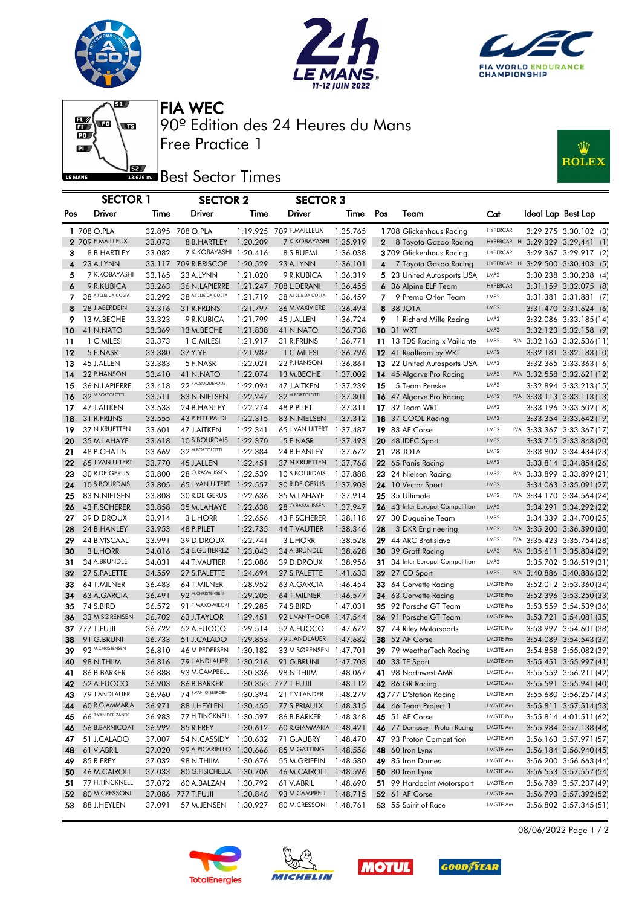# FIA WEC

## 90º Edition des 24 Heures du Mans

## Free Practice 1

## Best Sector Times

| SECTOR 1 | | | SECTOR 2 | | SECTOR 3 | | | | | | |
|---|---|---|---|---|---|---|---|---|---|---|---|
| Pos | Driver | Time | Driver | Time | Driver | Time | Pos | Team | Cat | Ideal Lap | Best Lap |
| 1 | 708 O.PLA | 32.895 | 708 O.PLA | 1:19.925 | 709 F.MAILLEUX | 1:35.765 | 1 | 708 Glickenhaus Racing | HYPERCAR | 3:29.275 | 3:30.102 (3) |
| 2 | 709 F.MAILLEUX | 33.073 | 8 B.HARTLEY | 1:20.209 | 7 K.KOBAYASHI | 1:35.919 | 2 | 8 Toyota Gazoo Racing | HYPERCAR H | 3:29.329 | 3:29.441 (1) |
| 3 | 8 B.HARTLEY | 33.082 | 7 K.KOBAYASHI | 1:20.416 | 8 S.BUEMI | 1:36.038 | 3 | 709 Glickenhaus Racing | HYPERCAR | 3:29.367 | 3:29.917 (2) |
| 4 | 23 A.LYNN | 33.117 | 709 R.BRISCOE | 1:20.529 | 23 A.LYNN | 1:36.101 | 4 | 7 Toyota Gazoo Racing | HYPERCAR H | 3:29.500 | 3:30.403 (5) |
| 5 | 7 K.KOBAYASHI | 33.165 | 23 A.LYNN | 1:21.020 | 9 R.KUBICA | 1:36.319 | 5 | 23 United Autosports USA | LMP2 | 3:30.238 | 3:30.238 (4) |
| 6 | 9 R.KUBICA | 33.263 | 36 N.LAPIERRE | 1:21.247 | 708 L.DERANI | 1:36.455 | 6 | 36 Alpine ELF Team | HYPERCAR | 3:31.159 | 3:32.075 (8) |
| 7 | 38 A.FELIX DA COSTA | 33.292 | 38 A.FELIX DA COSTA | 1:21.719 | 38 A.FELIX DA COSTA | 1:36.459 | 7 | 9 Prema Orlen Team | LMP2 | 3:31.381 | 3:31.881 (7) |
| 8 | 28 J.ABERDEIN | 33.316 | 31 R.FRIJNS | 1:21.797 | 36 M.VAXIVIERE | 1:36.494 | 8 | 38 JOTA | LMP2 | 3:31.470 | 3:31.624 (6) |
| 9 | 13 M.BECHE | 33.323 | 9 R.KUBICA | 1:21.799 | 45 J.ALLEN | 1:36.724 | 9 | 1 Richard Mille Racing | LMP2 | 3:32.086 | 3:33.185 (14) |
| 10 | 41 N.NATO | 33.369 | 13 M.BECHE | 1:21.838 | 41 N.NATO | 1:36.738 | 10 | 31 WRT | LMP2 | 3:32.123 | 3:32.158 (9) |
| 11 | 1 C.MILESI | 33.373 | 1 C.MILESI | 1:21.917 | 31 R.FRIJNS | 1:36.771 | 11 | 13 TDS Racing x Vaillante | LMP2 P/A | 3:32.163 | 3:32.536 (11) |
| 12 | 5 F.NASR | 33.380 | 37 Y.YE | 1:21.987 | 1 C.MILESI | 1:36.796 | 12 | 41 Realteam by WRT | LMP2 | 3:32.181 | 3:32.183 (10) |
| 13 | 45 J.ALLEN | 33.383 | 5 F.NASR | 1:22.021 | 22 P.HANSON | 1:36.861 | 13 | 22 United Autosports USA | LMP2 | 3:32.365 | 3:33.363 (16) |
| 14 | 22 P.HANSON | 33.410 | 41 N.NATO | 1:22.074 | 13 M.BECHE | 1:37.002 | 14 | 45 Algarve Pro Racing | LMP2 P/A | 3:32.558 | 3:32.621 (12) |
| 15 | 36 N.LAPIERRE | 33.418 | 22 F.ALBUQUERQUE | 1:22.094 | 47 J.AITKEN | 1:37.239 | 15 | 5 Team Penske | LMP2 | 3:32.894 | 3:33.213 (15) |
| 16 | 32 M.BORTOLOTTI | 33.511 | 83 N.NIELSEN | 1:22.247 | 32 M.BORTOLOTTI | 1:37.301 | 16 | 47 Algarve Pro Racing | LMP2 P/A | 3:33.113 | 3:33.113 (13) |
| 17 | 47 J.AITKEN | 33.533 | 24 B.HANLEY | 1:22.274 | 48 P.PILET | 1:37.311 | 17 | 32 Team WRT | LMP2 | 3:33.196 | 3:33.502 (18) |
| 18 | 31 R.FRIJNS | 33.555 | 43 P.FITTIPALDI | 1:22.315 | 83 N.NIELSEN | 1:37.312 | 18 | 37 COOL Racing | LMP2 | 3:33.354 | 3:33.642 (19) |
| 19 | 37 N.KRUETTEN | 33.601 | 47 J.AITKEN | 1:22.341 | 65 J.VAN UITERT | 1:37.487 | 19 | 83 AF Corse | LMP2 P/A | 3:33.367 | 3:33.367 (17) |
| 20 | 35 M.LAHAYE | 33.618 | 10 S.BOURDAIS | 1:22.370 | 5 F.NASR | 1:37.493 | 20 | 48 IDEC Sport | LMP2 | 3:33.715 | 3:33.848 (20) |
| 21 | 48 P.CHATIN | 33.669 | 32 M.BORTOLOTTI | 1:22.384 | 24 B.HANLEY | 1:37.672 | 21 | 28 JOTA | LMP2 | 3:33.802 | 3:34.434 (23) |
| 22 | 65 J.VAN UITERT | 33.770 | 45 J.ALLEN | 1:22.451 | 37 N.KRUETTEN | 1:37.766 | 22 | 65 Panis Racing | LMP2 | 3:33.814 | 3:34.854 (26) |
| 23 | 30 R.DE GERUS | 33.800 | 28 O.RASMUSSEN | 1:22.539 | 10 S.BOURDAIS | 1:37.888 | 23 | 24 Nielsen Racing | LMP2 P/A | 3:33.899 | 3:33.899 (21) |
| 24 | 10 S.BOURDAIS | 33.805 | 65 J.VAN UITERT | 1:22.557 | 30 R.DE GERUS | 1:37.903 | 24 | 10 Vector Sport | LMP2 | 3:34.063 | 3:35.091 (27) |
| 25 | 83 N.NIELSEN | 33.808 | 30 R.DE GERUS | 1:22.636 | 35 M.LAHAYE | 1:37.914 | 25 | 35 Ultimate | LMP2 P/A | 3:34.170 | 3:34.564 (24) |
| 26 | 43 F.SCHERER | 33.858 | 35 M.LAHAYE | 1:22.638 | 28 O.RASMUSSEN | 1:37.947 | 26 | 43 Inter Europol Competition | LMP2 | 3:34.291 | 3:34.292 (22) |
| 27 | 39 D.DROUX | 33.914 | 3 L.HORR | 1:22.656 | 43 F.SCHERER | 1:38.118 | 27 | 30 Duqueine Team | LMP2 | 3:34.339 | 3:34.700 (25) |
| 28 | 24 B.HANLEY | 33.953 | 48 P.PILET | 1:22.735 | 44 T.VAUTIER | 1:38.346 | 28 | 3 DKR Engineering | LMP2 P/A | 3:35.200 | 3:36.390 (30) |
| 29 | 44 B.VISCAAL | 33.991 | 39 D.DROUX | 1:22.741 | 3 L.HORR | 1:38.528 | 29 | 44 ARC Bratislava | LMP2 P/A | 3:35.423 | 3:35.754 (28) |
| 30 | 3 L.HORR | 34.016 | 34 E.GUTIERREZ | 1:23.043 | 34 A.BRUNDLE | 1:38.628 | 30 | 39 Graff Racing | LMP2 P/A | 3:35.611 | 3:35.834 (29) |
| 31 | 34 A.BRUNDLE | 34.031 | 44 T.VAUTIER | 1:23.086 | 39 D.DROUX | 1:38.956 | 31 | 34 Inter Europol Competition | LMP2 | 3:35.702 | 3:36.519 (31) |
| 32 | 27 S.PALETTE | 34.559 | 27 S.PALETTE | 1:24.694 | 27 S.PALETTE | 1:41.633 | 32 | 27 CD Sport | LMP2 P/A | 3:40.886 | 3:40.886 (32) |
| 33 | 64 T.MILNER | 36.483 | 64 T.MILNER | 1:28.952 | 63 A.GARCIA | 1:46.454 | 33 | 64 Corvette Racing | LMGTE Pro | 3:52.012 | 3:53.360 (34) |
| 34 | 63 A.GARCIA | 36.491 | 92 M.CHRISTENSEN | 1:29.205 | 64 T.MILNER | 1:46.577 | 34 | 63 Corvette Racing | LMGTE Pro | 3:52.396 | 3:53.250 (33) |
| 35 | 74 S.BIRD | 36.572 | 91 F.MAKOWIECKI | 1:29.285 | 74 S.BIRD | 1:47.031 | 35 | 92 Porsche GT Team | LMGTE Pro | 3:53.559 | 3:54.539 (36) |
| 36 | 33 M.SØRENSEN | 36.702 | 63 J.TAYLOR | 1:29.451 | 92 L.VANTHOOR | 1:47.544 | 36 | 91 Porsche GT Team | LMGTE Pro | 3:53.721 | 3:54.081 (35) |
| 37 | 777 T.FUJII | 36.722 | 52 A.FUOCO | 1:29.514 | 52 A.FUOCO | 1:47.672 | 37 | 74 Riley Motorsports | LMGTE Pro | 3:53.997 | 3:54.601 (38) |
| 38 | 91 G.BRUNI | 36.733 | 51 J.CALADO | 1:29.853 | 79 J.ANDLAUER | 1:47.682 | 38 | 52 AF Corse | LMGTE Pro | 3:54.089 | 3:54.543 (37) |
| 39 | 92 M.CHRISTENSEN | 36.810 | 46 M.PEDERSEN | 1:30.182 | 33 M.SØRENSEN | 1:47.701 | 39 | 79 WeatherTech Racing | LMGTE Am | 3:54.858 | 3:55.082 (39) |
| 40 | 98 N.THIIM | 36.816 | 79 J.ANDLAUER | 1:30.216 | 91 G.BRUNI | 1:47.703 | 40 | 33 TF Sport | LMGTE Am | 3:55.451 | 3:55.997 (41) |
| 41 | 86 B.BARKER | 36.888 | 93 M.CAMPBELL | 1:30.336 | 98 N.THIIM | 1:48.067 | 41 | 98 Northwest AMR | LMGTE Am | 3:55.559 | 3:56.211 (42) |
| 42 | 52 A.FUOCO | 36.903 | 86 B.BARKER | 1:30.355 | 777 T.FUJII | 1:48.112 | 42 | 86 GR Racing | LMGTE Am | 3:55.591 | 3:55.941 (40) |
| 43 | 79 J.ANDLAUER | 36.960 | 74 S.VAN GISBERGEN | 1:30.394 | 21 T.VILANDER | 1:48.279 | 43 | 777 D'Station Racing | LMGTE Am | 3:55.680 | 3:56.257 (43) |
| 44 | 60 R.GIAMMARIA | 36.971 | 88 J.HEYLEN | 1:30.455 | 77 S.PRIAULX | 1:48.315 | 44 | 46 Team Project 1 | LMGTE Am | 3:55.811 | 3:57.514 (53) |
| 45 | 66 R.VAN DER ZANDE | 36.983 | 77 H.TINCKNELL | 1:30.597 | 86 B.BARKER | 1:48.348 | 45 | 51 AF Corse | LMGTE Pro | 3:55.814 | 4:01.511 (62) |
| 46 | 56 B.BARNICOAT | 36.992 | 85 R.FREY | 1:30.612 | 60 R.GIAMMARIA | 1:48.421 | 46 | 77 Dempsey - Proton Racing | LMGTE Am | 3:55.984 | 3:57.138 (48) |
| 47 | 51 J.CALADO | 37.007 | 54 N.CASSIDY | 1:30.632 | 71 G.AUBRY | 1:48.470 | 47 | 93 Proton Competition | LMGTE Am | 3:56.163 | 3:57.971 (57) |
| 48 | 61 V.ABRIL | 37.020 | 99 A.PICARIELLO | 1:30.666 | 85 M.GATTING | 1:48.556 | 48 | 60 Iron Lynx | LMGTE Am | 3:56.184 | 3:56.940 (45) |
| 49 | 85 R.FREY | 37.032 | 98 N.THIIM | 1:30.676 | 55 M.GRIFFIN | 1:48.580 | 49 | 85 Iron Dames | LMGTE Am | 3:56.200 | 3:56.663 (44) |
| 50 | 46 M.CAIROLI | 37.033 | 80 G.FISICHELLA | 1:30.706 | 46 M.CAIROLI | 1:48.596 | 50 | 80 Iron Lynx | LMGTE Am | 3:56.553 | 3:57.557 (54) |
| 51 | 77 H.TINCKNELL | 37.072 | 60 A.BALZAN | 1:30.792 | 61 V.ABRIL | 1:48.690 | 51 | 99 Hardpoint Motorsport | LMGTE Am | 3:56.789 | 3:57.237 (49) |
| 52 | 80 M.CRESSONI | 37.086 | 777 T.FUJII | 1:30.846 | 93 M.CAMPBELL | 1:48.715 | 52 | 61 AF Corse | LMGTE Am | 3:56.793 | 3:57.392 (52) |
| 53 | 88 J.HEYLEN | 37.091 | 57 M.JENSEN | 1:30.927 | 80 M.CRESSONI | 1:48.761 | 53 | 55 Spirit of Race | LMGTE Am | 3:56.802 | 3:57.345 (51) |

08/06/2022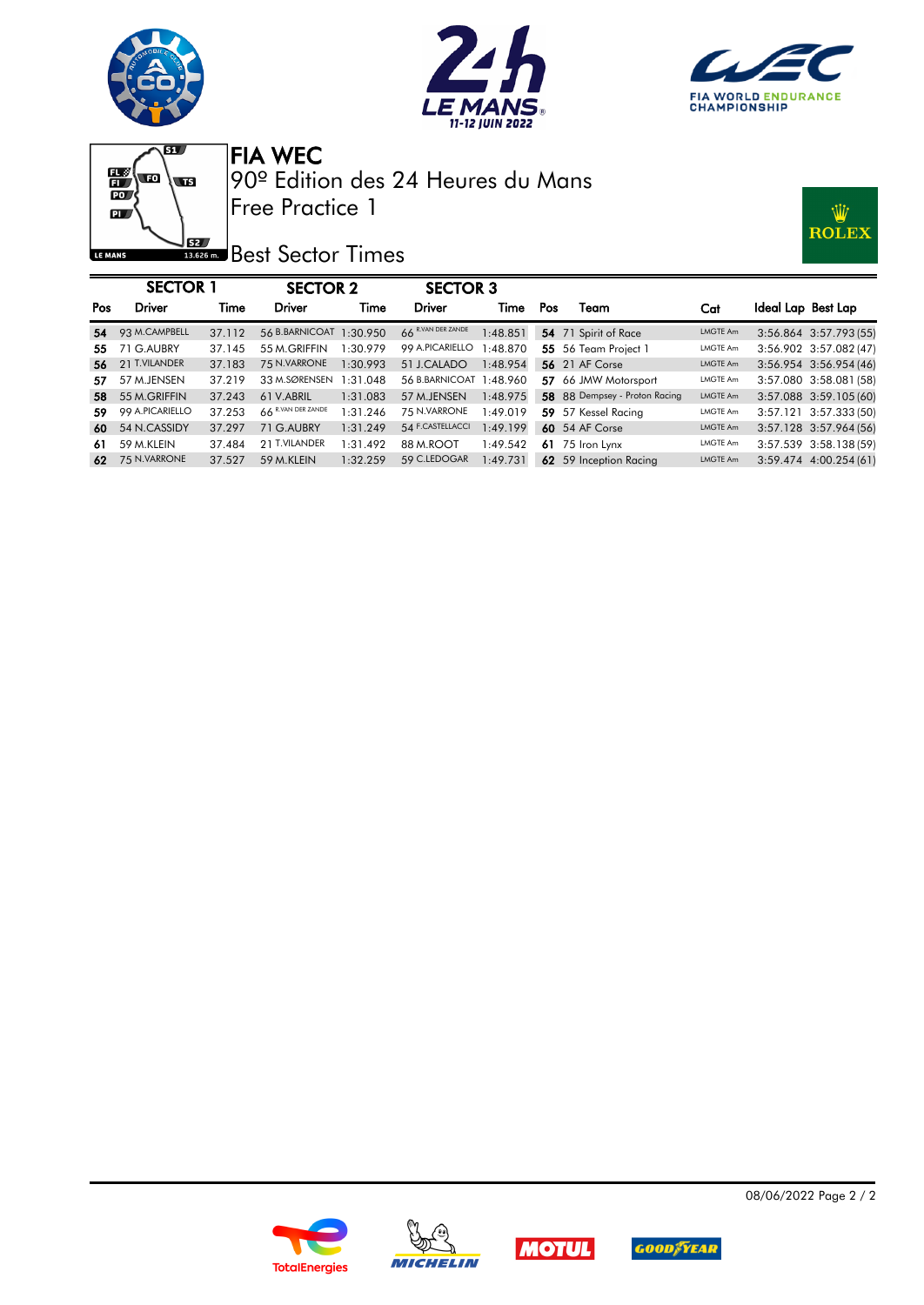# FIA WEC

## 90º Edition des 24 Heures du Mans

## Free Practice 1

### Best Sector Times

| | SECTOR 1 | | SECTOR 2 | | SECTOR 3 | | | | | | |
|---|---|---|---|---|---|---|---|---|---|---|---|
| Pos | Driver | Time | Driver | Time | Driver | Time | Pos | Team | Cat | Ideal Lap | Best Lap |
| 54 | 93 M.CAMPBELL | 37.112 | 56 B.BARNICOAT | 1:30.950 | 66 R.VAN DER ZANDE | 1:48.851 | 54 | 71 Spirit of Race | LMGTE Am | 3:56.864 | 3:57.793 (55) |
| 55 | 71 G.AUBRY | 37.145 | 55 M.GRIFFIN | 1:30.979 | 99 A.PICARIELLO | 1:48.870 | 55 | 56 Team Project 1 | LMGTE Am | 3:56.902 | 3:57.082 (47) |
| 56 | 21 T.VILANDER | 37.183 | 75 N.VARRONE | 1:30.993 | 51 J.CALADO | 1:48.954 | 56 | 21 AF Corse | LMGTE Am | 3:56.954 | 3:56.954 (46) |
| 57 | 57 M.JENSEN | 37.219 | 33 M.SØRENSEN | 1:31.048 | 56 B.BARNICOAT | 1:48.960 | 57 | 66 JMW Motorsport | LMGTE Am | 3:57.080 | 3:58.081 (58) |
| 58 | 55 M.GRIFFIN | 37.243 | 61 V.ABRIL | 1:31.083 | 57 M.JENSEN | 1:48.975 | 58 | 88 Dempsey - Proton Racing | LMGTE Am | 3:57.088 | 3:59.105 (60) |
| 59 | 99 A.PICARIELLO | 37.253 | 66 R.VAN DER ZANDE | 1:31.246 | 75 N.VARRONE | 1:49.019 | 59 | 57 Kessel Racing | LMGTE Am | 3:57.121 | 3:57.333 (50) |
| 60 | 54 N.CASSIDY | 37.297 | 71 G.AUBRY | 1:31.249 | 54 F.CASTELLACCI | 1:49.199 | 60 | 54 AF Corse | LMGTE Am | 3:57.128 | 3:57.964 (56) |
| 61 | 59 M.KLEIN | 37.484 | 21 T.VILANDER | 1:31.492 | 88 M.ROOT | 1:49.542 | 61 | 75 Iron Lynx | LMGTE Am | 3:57.539 | 3:58.138 (59) |
| 62 | 75 N.VARRONE | 37.527 | 59 M.KLEIN | 1:32.259 | 59 C.LEDOGAR | 1:49.731 | 62 | 59 Inception Racing | LMGTE Am | 3:59.474 | 4:00.254 (61) |

08/06/2022